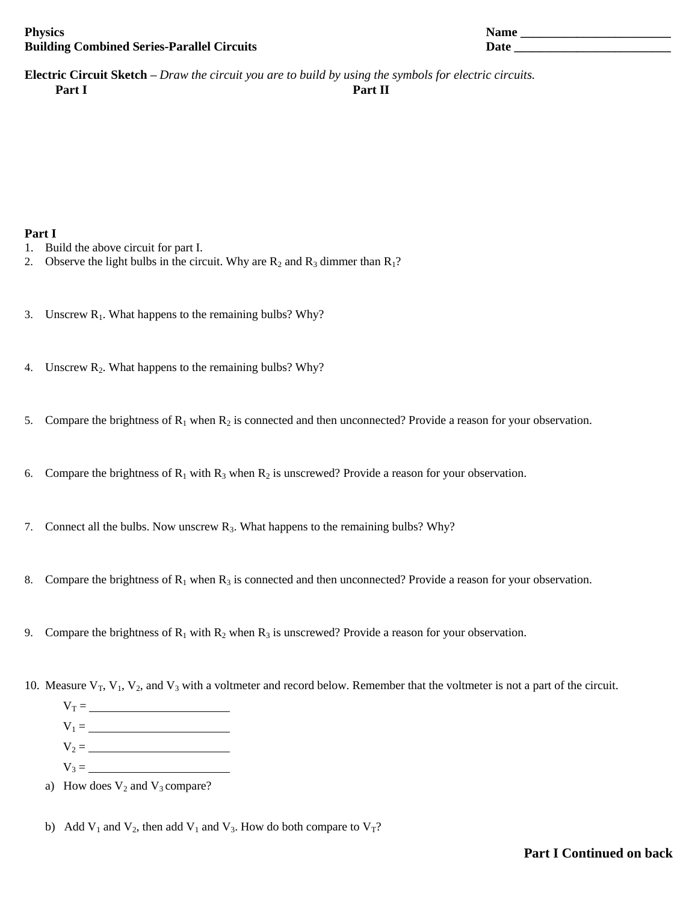**Physics**
**Building Combined Series-Parallel Circuits**

**Name** ________________________
**Date** _________________________

**Electric Circuit Sketch –** *Draw the circuit you are to build by using the symbols for electric circuits.*

**Part I** **Part II**

**Part I**

1. Build the above circuit for part I.
2. Observe the light bulbs in the circuit. Why are $R_2$ and $R_3$ dimmer than $R_1$?
3. Unscrew $R_1$. What happens to the remaining bulbs? Why?
4. Unscrew $R_2$. What happens to the remaining bulbs? Why?
5. Compare the brightness of $R_1$ when $R_2$ is connected and then unconnected? Provide a reason for your observation.
6. Compare the brightness of $R_1$ with $R_3$ when $R_2$ is unscrewed? Provide a reason for your observation.
7. Connect all the bulbs. Now unscrew $R_3$. What happens to the remaining bulbs? Why?
8. Compare the brightness of $R_1$ when $R_3$ is connected and then unconnected? Provide a reason for your observation.
9. Compare the brightness of $R_1$ with $R_2$ when $R_3$ is unscrewed? Provide a reason for your observation.
10. Measure $V_T$, $V_1$, $V_2$, and $V_3$ with a voltmeter and record below. Remember that the voltmeter is not a part of the circuit.

    $V_T$ = ________________________

    $V_1$ = ________________________

    $V_2$ = ________________________

    $V_3$ = ________________________

    a) How does $V_2$ and $V_3$ compare?

    b) Add $V_1$ and $V_2$, then add $V_1$ and $V_3$. How do both compare to $V_T$?

**Part I Continued on back**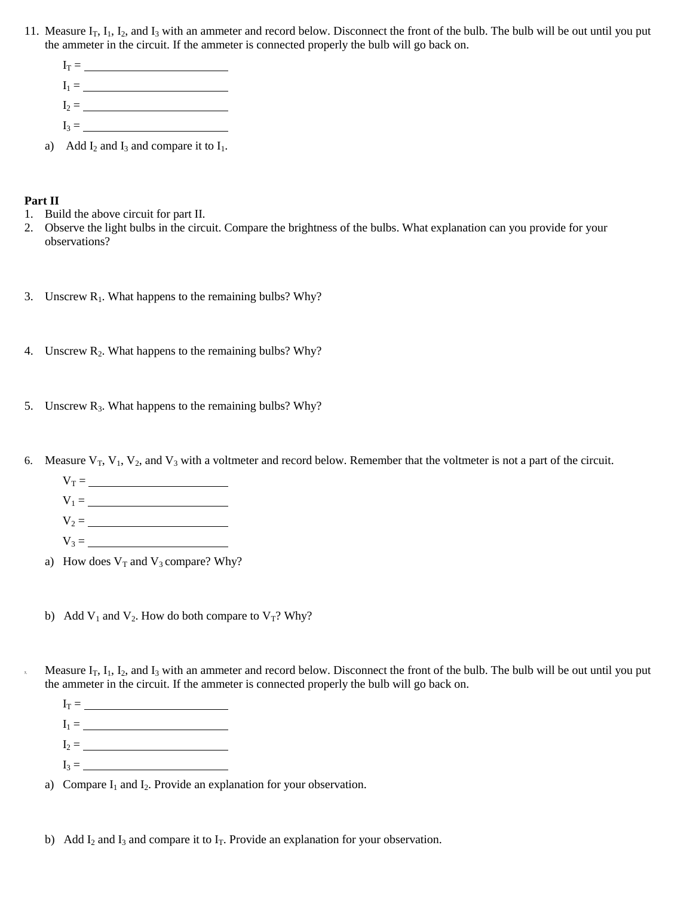11. Measure $I_T$, $I_1$, $I_2$, and $I_3$ with an ammeter and record below. Disconnect the front of the bulb. The bulb will be out until you put the ammeter in the circuit. If the ammeter is connected properly the bulb will go back on.

    $I_T$ = ________________________

    $I_1$ = ________________________

    $I_2$ = ________________________

    $I_3$ = ________________________

    a) Add $I_2$ and $I_3$ and compare it to $I_1$.

**Part II**

1. Build the above circuit for part II.
2. Observe the light bulbs in the circuit. Compare the brightness of the bulbs. What explanation can you provide for your observations?
3. Unscrew $R_1$. What happens to the remaining bulbs? Why?
4. Unscrew $R_2$. What happens to the remaining bulbs? Why?
5. Unscrew $R_3$. What happens to the remaining bulbs? Why?
6. Measure $V_T$, $V_1$, $V_2$, and $V_3$ with a voltmeter and record below. Remember that the voltmeter is not a part of the circuit.

    $V_T$ = ________________________

    $V_1$ = ________________________

    $V_2$ = ________________________

    $V_3$ = ________________________

    a) How does $V_T$ and $V_3$ compare? Why?

    b) Add $V_1$ and $V_2$. How do both compare to $V_T$? Why?

7. Measure $I_T$, $I_1$, $I_2$, and $I_3$ with an ammeter and record below. Disconnect the front of the bulb. The bulb will be out until you put the ammeter in the circuit. If the ammeter is connected properly the bulb will go back on.

    $I_T$ = ________________________

    $I_1$ = ________________________

    $I_2$ = ________________________

    $I_3$ = ________________________

    a) Compare $I_1$ and $I_2$. Provide an explanation for your observation.

    b) Add $I_2$ and $I_3$ and compare it to $I_T$. Provide an explanation for your observation.